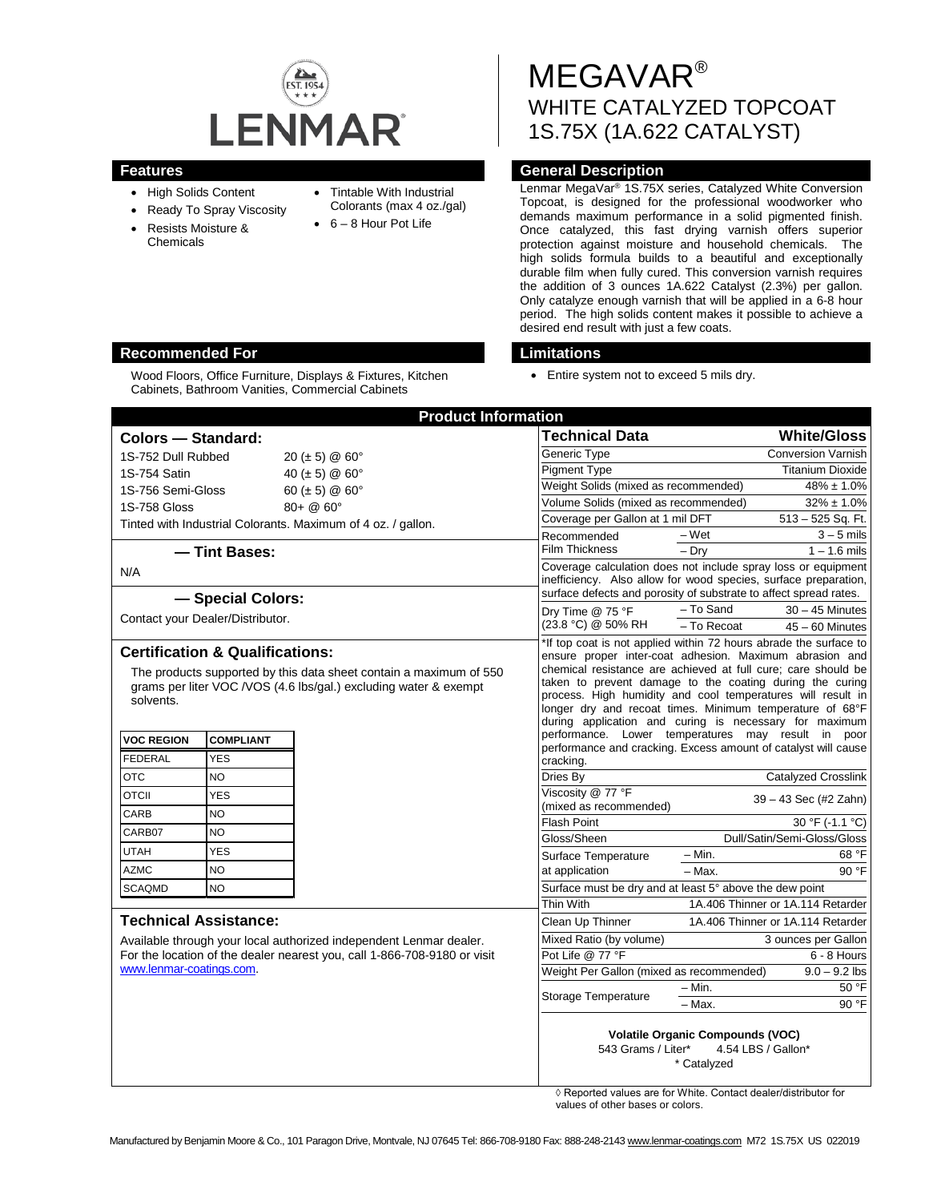LENMAR

# MEGAVAR®

## WHITE CATALYZED TOPCOAT
## 1S.75X (1A.622 CATALYST)

## Features

- High Solids Content
- Ready To Spray Viscosity
- Resists Moisture & Chemicals
- Tintable With Industrial Colorants (max 4 oz./gal)
- 6 – 8 Hour Pot Life

## General Description

Lenmar MegaVar® 1S.75X series, Catalyzed White Conversion Topcoat, is designed for the professional woodworker who demands maximum performance in a solid pigmented finish. Once catalyzed, this fast drying varnish offers superior protection against moisture and household chemicals. The high solids formula builds to a beautiful and exceptionally durable film when fully cured. This conversion varnish requires the addition of 3 ounces 1A.622 Catalyst (2.3%) per gallon. Only catalyze enough varnish that will be applied in a 6-8 hour period. The high solids content makes it possible to achieve a desired end result with just a few coats.

## Recommended For

Wood Floors, Office Furniture, Displays & Fixtures, Kitchen Cabinets, Bathroom Vanities, Commercial Cabinets

## Limitations

- Entire system not to exceed 5 mils dry.

## Product Information

### Colors — Standard:

| | |
|---|---|
| 1S-752 Dull Rubbed | 20 (± 5) @ 60° |
| 1S-754 Satin | 40 (± 5) @ 60° |
| 1S-756 Semi-Gloss | 60 (± 5) @ 60° |
| 1S-758 Gloss | 80+ @ 60° |

Tinted with Industrial Colorants. Maximum of 4 oz. / gallon.

### — Tint Bases:

N/A

### — Special Colors:

Contact your Dealer/Distributor.

### Certification & Qualifications:

The products supported by this data sheet contain a maximum of 550 grams per liter VOC /VOS (4.6 lbs/gal.) excluding water & exempt solvents.

| VOC REGION | COMPLIANT |
|---|---|
| FEDERAL | YES |
| OTC | NO |
| OTCII | YES |
| CARB | NO |
| CARB07 | NO |
| UTAH | YES |
| AZMC | NO |
| SCAQMD | NO |

### Technical Assistance:

Available through your local authorized independent Lenmar dealer. For the location of the dealer nearest you, call 1-866-708-9180 or visit www.lenmar-coatings.com.

| Technical Data | | White/Gloss |
|---|---|---|
| Generic Type | | Conversion Varnish |
| Pigment Type | | Titanium Dioxide |
| Weight Solids (mixed as recommended) | | 48% ± 1.0% |
| Volume Solids (mixed as recommended) | | 32% ± 1.0% |
| Coverage per Gallon at 1 mil DFT | | 513 – 525 Sq. Ft. |
| Recommended Film Thickness | – Wet | 3 – 5 mils |
| | – Dry | 1 – 1.6 mils |
| Coverage calculation does not include spray loss or equipment inefficiency. Also allow for wood species, surface preparation, surface defects and porosity of substrate to affect spread rates. | | |
| Dry Time @ 75 °F (23.8 °C) @ 50% RH | – To Sand | 30 – 45 Minutes |
| | – To Recoat | 45 – 60 Minutes |
| *If top coat is not applied within 72 hours abrade the surface to ensure proper inter-coat adhesion. Maximum abrasion and chemical resistance are achieved at full cure; care should be taken to prevent damage to the coating during the curing process. High humidity and cool temperatures will result in longer dry and recoat times. Minimum temperature of 68°F during application and curing is necessary for maximum performance. Lower temperatures may result in poor performance and cracking. Excess amount of catalyst will cause cracking. | | |
| Dries By | | Catalyzed Crosslink |
| Viscosity @ 77 °F (mixed as recommended) | | 39 – 43 Sec (#2 Zahn) |
| Flash Point | | 30 °F (-1.1 °C) |
| Gloss/Sheen | | Dull/Satin/Semi-Gloss/Gloss |
| Surface Temperature at application | – Min. | 68 °F |
| | – Max. | 90 °F |
| Surface must be dry and at least 5° above the dew point | | |
| Thin With | | 1A.406 Thinner or 1A.114 Retarder |
| Clean Up Thinner | | 1A.406 Thinner or 1A.114 Retarder |
| Mixed Ratio (by volume) | | 3 ounces per Gallon |
| Pot Life @ 77 °F | | 6 - 8 Hours |
| Weight Per Gallon (mixed as recommended) | | 9.0 – 9.2 lbs |
| Storage Temperature | – Min. | 50 °F |
| | – Max. | 90 °F |

**Volatile Organic Compounds (VOC)**
543 Grams / Liter* 4.54 LBS / Gallon*
* Catalyzed

◊ Reported values are for White. Contact dealer/distributor for values of other bases or colors.

Manufactured by Benjamin Moore & Co., 101 Paragon Drive, Montvale, NJ 07645 Tel: 866-708-9180 Fax: 888-248-2143 www.lenmar-coatings.com M72 1S.75X US 022019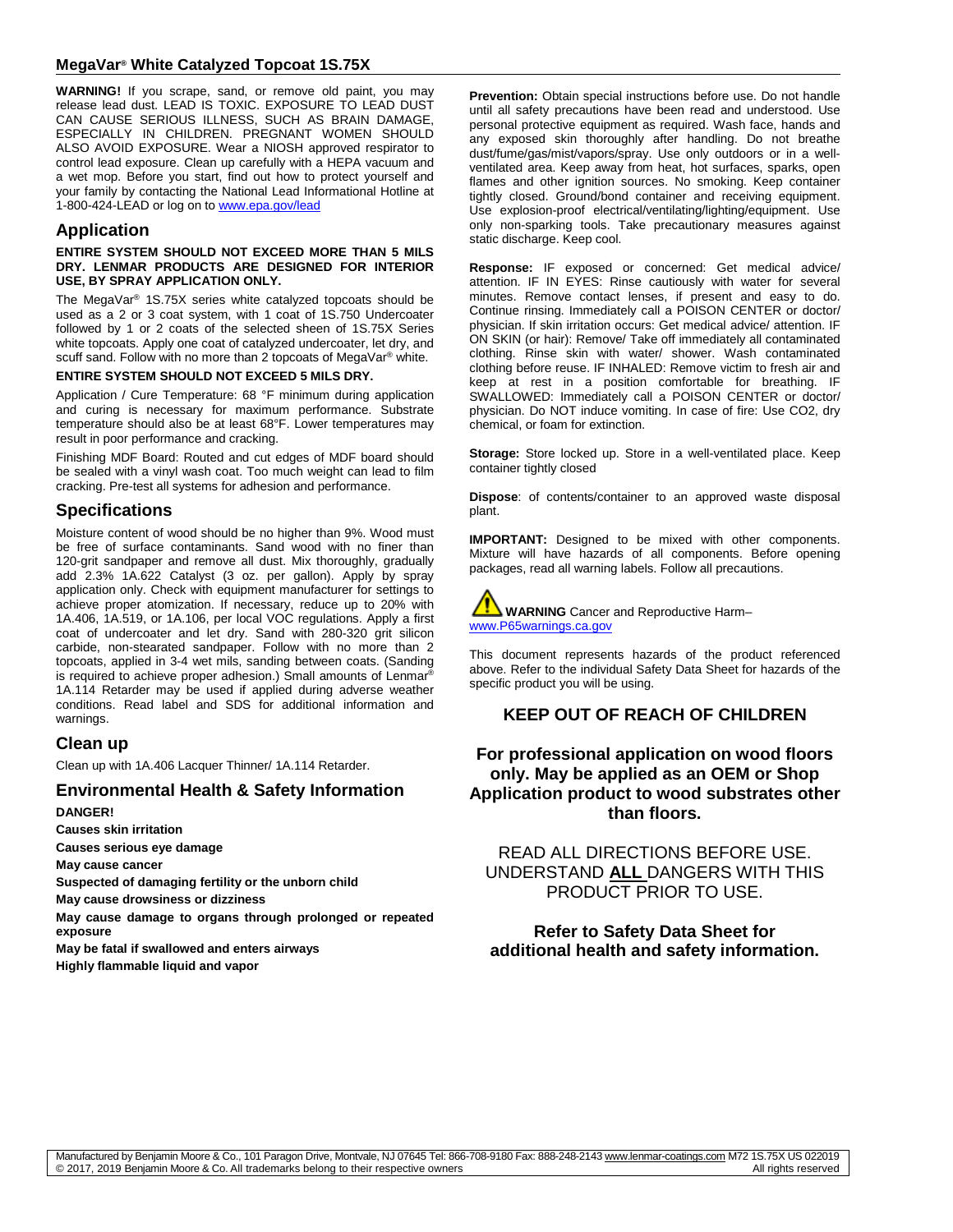# MegaVar® White Catalyzed Topcoat 1S.75X

**WARNING!** If you scrape, sand, or remove old paint, you may release lead dust. LEAD IS TOXIC. EXPOSURE TO LEAD DUST CAN CAUSE SERIOUS ILLNESS, SUCH AS BRAIN DAMAGE, ESPECIALLY IN CHILDREN. PREGNANT WOMEN SHOULD ALSO AVOID EXPOSURE. Wear a NIOSH approved respirator to control lead exposure. Clean up carefully with a HEPA vacuum and a wet mop. Before you start, find out how to protect yourself and your family by contacting the National Lead Informational Hotline at 1-800-424-LEAD or log on to www.epa.gov/lead

## Application

**ENTIRE SYSTEM SHOULD NOT EXCEED MORE THAN 5 MILS DRY. LENMAR PRODUCTS ARE DESIGNED FOR INTERIOR USE, BY SPRAY APPLICATION ONLY.**

The MegaVar® 1S.75X series white catalyzed topcoats should be used as a 2 or 3 coat system, with 1 coat of 1S.750 Undercoater followed by 1 or 2 coats of the selected sheen of 1S.75X Series white topcoats. Apply one coat of catalyzed undercoater, let dry, and scuff sand. Follow with no more than 2 topcoats of MegaVar® white.

**ENTIRE SYSTEM SHOULD NOT EXCEED 5 MILS DRY.**

Application / Cure Temperature: 68 °F minimum during application and curing is necessary for maximum performance. Substrate temperature should also be at least 68°F. Lower temperatures may result in poor performance and cracking.

Finishing MDF Board: Routed and cut edges of MDF board should be sealed with a vinyl wash coat. Too much weight can lead to film cracking. Pre-test all systems for adhesion and performance.

## Specifications

Moisture content of wood should be no higher than 9%. Wood must be free of surface contaminants. Sand wood with no finer than 120-grit sandpaper and remove all dust. Mix thoroughly, gradually add 2.3% 1A.622 Catalyst (3 oz. per gallon). Apply by spray application only. Check with equipment manufacturer for settings to achieve proper atomization. If necessary, reduce up to 20% with 1A.406, 1A.519, or 1A.106, per local VOC regulations. Apply a first coat of undercoater and let dry. Sand with 280-320 grit silicon carbide, non-stearated sandpaper. Follow with no more than 2 topcoats, applied in 3-4 wet mils, sanding between coats. (Sanding is required to achieve proper adhesion.) Small amounts of Lenmar® 1A.114 Retarder may be used if applied during adverse weather conditions. Read label and SDS for additional information and warnings.

## Clean up

Clean up with 1A.406 Lacquer Thinner/ 1A.114 Retarder.

## Environmental Health & Safety Information

**DANGER!**

**Causes skin irritation**

**Causes serious eye damage**

**May cause cancer**

**Suspected of damaging fertility or the unborn child**

**May cause drowsiness or dizziness**

**May cause damage to organs through prolonged or repeated exposure**

**May be fatal if swallowed and enters airways**

**Highly flammable liquid and vapor**

**Prevention:** Obtain special instructions before use. Do not handle until all safety precautions have been read and understood. Use personal protective equipment as required. Wash face, hands and any exposed skin thoroughly after handling. Do not breathe dust/fume/gas/mist/vapors/spray. Use only outdoors or in a well-ventilated area. Keep away from heat, hot surfaces, sparks, open flames and other ignition sources. No smoking. Keep container tightly closed. Ground/bond container and receiving equipment. Use explosion-proof electrical/ventilating/lighting/equipment. Use only non-sparking tools. Take precautionary measures against static discharge. Keep cool.

**Response:** IF exposed or concerned: Get medical advice/ attention. IF IN EYES: Rinse cautiously with water for several minutes. Remove contact lenses, if present and easy to do. Continue rinsing. Immediately call a POISON CENTER or doctor/ physician. If skin irritation occurs: Get medical advice/ attention. IF ON SKIN (or hair): Remove/ Take off immediately all contaminated clothing. Rinse skin with water/ shower. Wash contaminated clothing before reuse. IF INHALED: Remove victim to fresh air and keep at rest in a position comfortable for breathing. IF SWALLOWED: Immediately call a POISON CENTER or doctor/ physician. Do NOT induce vomiting. In case of fire: Use CO2, dry chemical, or foam for extinction.

**Storage:** Store locked up. Store in a well-ventilated place. Keep container tightly closed

**Dispose**: of contents/container to an approved waste disposal plant.

**IMPORTANT:** Designed to be mixed with other components. Mixture will have hazards of all components. Before opening packages, read all warning labels. Follow all precautions.

**WARNING** Cancer and Reproductive Harm– www.P65warnings.ca.gov

This document represents hazards of the product referenced above. Refer to the individual Safety Data Sheet for hazards of the specific product you will be using.

**KEEP OUT OF REACH OF CHILDREN**

**For professional application on wood floors only. May be applied as an OEM or Shop Application product to wood substrates other than floors.**

READ ALL DIRECTIONS BEFORE USE. UNDERSTAND **ALL** DANGERS WITH THIS PRODUCT PRIOR TO USE.

**Refer to Safety Data Sheet for additional health and safety information.**

Manufactured by Benjamin Moore & Co., 101 Paragon Drive, Montvale, NJ 07645 Tel: 866-708-9180 Fax: 888-248-2143 www.lenmar-coatings.com M72 1S.75X US 022019
© 2017, 2019 Benjamin Moore & Co. All trademarks belong to their respective owners All rights reserved